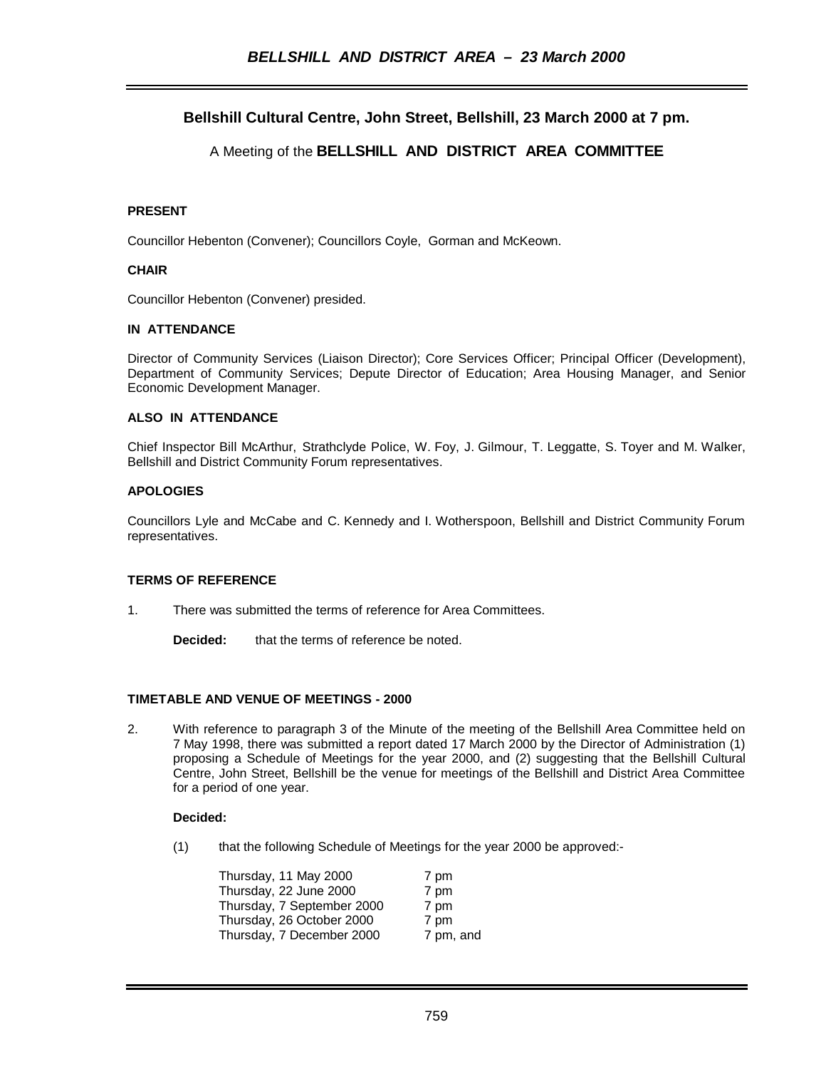## Bellshill Cultural Centre, John Street, Bellshill, 23 March 2000 at 7 pm.

A Meeting of the **BELLSHILL AND DISTRICT AREA COMMITTEE**

**PRESENT**

Councillor Hebenton (Convener); Councillors Coyle, Gorman and McKeown.

**CHAIR**

Councillor Hebenton (Convener) presided.

**IN ATTENDANCE**

Director of Community Services (Liaison Director); Core Services Officer; Principal Officer (Development), Department of Community Services; Depute Director of Education; Area Housing Manager, and Senior Economic Development Manager.

**ALSO IN ATTENDANCE**

Chief Inspector Bill McArthur, Strathclyde Police, W. Foy, J. Gilmour, T. Leggatte, S. Toyer and M. Walker, Bellshill and District Community Forum representatives.

**APOLOGIES**

Councillors Lyle and McCabe and C. Kennedy and I. Wotherspoon, Bellshill and District Community Forum representatives.

**TERMS OF REFERENCE**

1. There was submitted the terms of reference for Area Committees.

   **Decided:** that the terms of reference be noted.

**TIMETABLE AND VENUE OF MEETINGS - 2000**

2. With reference to paragraph 3 of the Minute of the meeting of the Bellshill Area Committee held on 7 May 1998, there was submitted a report dated 17 March 2000 by the Director of Administration (1) proposing a Schedule of Meetings for the year 2000, and (2) suggesting that the Bellshill Cultural Centre, John Street, Bellshill be the venue for meetings of the Bellshill and District Area Committee for a period of one year.

   **Decided:**

   (1) that the following Schedule of Meetings for the year 2000 be approved:-

   | | |
   |---|---|
   | Thursday, 11 May 2000 | 7 pm |
   | Thursday, 22 June 2000 | 7 pm |
   | Thursday, 7 September 2000 | 7 pm |
   | Thursday, 26 October 2000 | 7 pm |
   | Thursday, 7 December 2000 | 7 pm, and |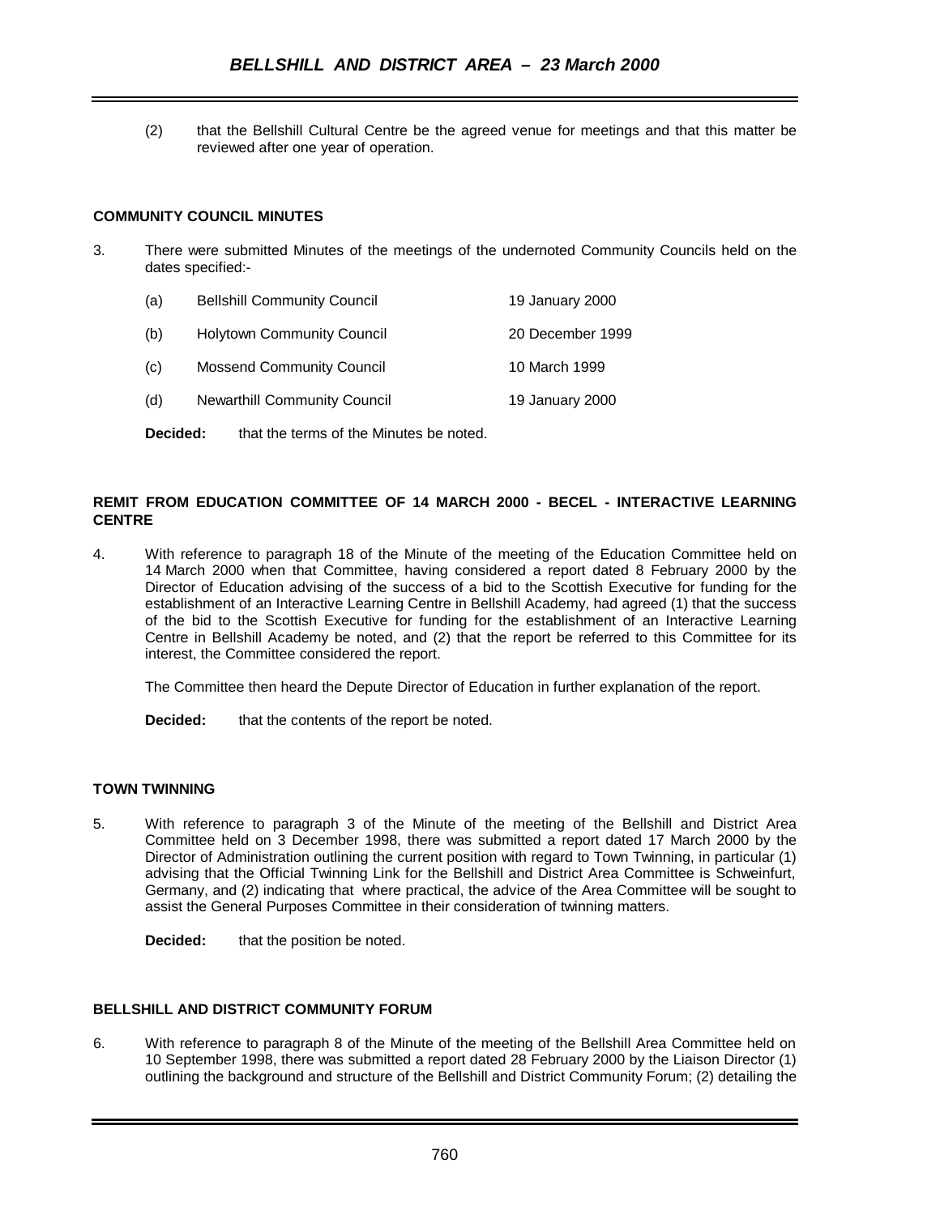(2) that the Bellshill Cultural Centre be the agreed venue for meetings and that this matter be reviewed after one year of operation.

**COMMUNITY COUNCIL MINUTES**

3. There were submitted Minutes of the meetings of the undernoted Community Councils held on the dates specified:-

| | | |
|---|---|---|
| (a) | Bellshill Community Council | 19 January 2000 |
| (b) | Holytown Community Council | 20 December 1999 |
| (c) | Mossend Community Council | 10 March 1999 |
| (d) | Newarthill Community Council | 19 January 2000 |

**Decided:** that the terms of the Minutes be noted.

**REMIT FROM EDUCATION COMMITTEE OF 14 MARCH 2000 - BECEL - INTERACTIVE LEARNING CENTRE**

4. With reference to paragraph 18 of the Minute of the meeting of the Education Committee held on 14 March 2000 when that Committee, having considered a report dated 8 February 2000 by the Director of Education advising of the success of a bid to the Scottish Executive for funding for the establishment of an Interactive Learning Centre in Bellshill Academy, had agreed (1) that the success of the bid to the Scottish Executive for funding for the establishment of an Interactive Learning Centre in Bellshill Academy be noted, and (2) that the report be referred to this Committee for its interest, the Committee considered the report.

The Committee then heard the Depute Director of Education in further explanation of the report.

**Decided:** that the contents of the report be noted.

**TOWN TWINNING**

5. With reference to paragraph 3 of the Minute of the meeting of the Bellshill and District Area Committee held on 3 December 1998, there was submitted a report dated 17 March 2000 by the Director of Administration outlining the current position with regard to Town Twinning, in particular (1) advising that the Official Twinning Link for the Bellshill and District Area Committee is Schweinfurt, Germany, and (2) indicating that where practical, the advice of the Area Committee will be sought to assist the General Purposes Committee in their consideration of twinning matters.

**Decided:** that the position be noted.

**BELLSHILL AND DISTRICT COMMUNITY FORUM**

6. With reference to paragraph 8 of the Minute of the meeting of the Bellshill Area Committee held on 10 September 1998, there was submitted a report dated 28 February 2000 by the Liaison Director (1) outlining the background and structure of the Bellshill and District Community Forum; (2) detailing the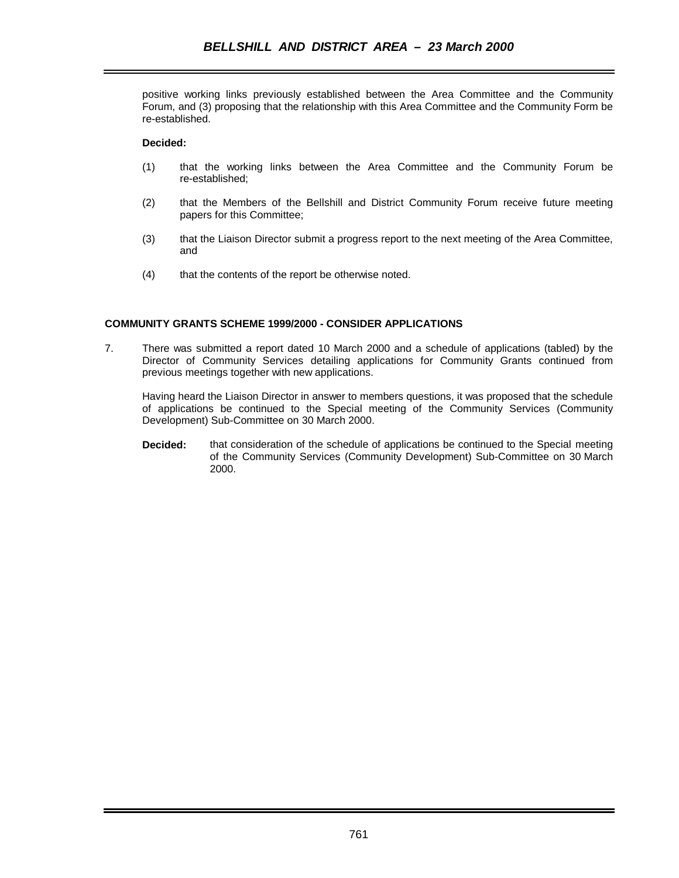positive working links previously established between the Area Committee and the Community Forum, and (3) proposing that the relationship with this Area Committee and the Community Form be re-established.

**Decided:**

(1) that the working links between the Area Committee and the Community Forum be re-established;

(2) that the Members of the Bellshill and District Community Forum receive future meeting papers for this Committee;

(3) that the Liaison Director submit a progress report to the next meeting of the Area Committee, and

(4) that the contents of the report be otherwise noted.

**COMMUNITY GRANTS SCHEME 1999/2000 - CONSIDER APPLICATIONS**

7. There was submitted a report dated 10 March 2000 and a schedule of applications (tabled) by the Director of Community Services detailing applications for Community Grants continued from previous meetings together with new applications.

Having heard the Liaison Director in answer to members questions, it was proposed that the schedule of applications be continued to the Special meeting of the Community Services (Community Development) Sub-Committee on 30 March 2000.

**Decided:** that consideration of the schedule of applications be continued to the Special meeting of the Community Services (Community Development) Sub-Committee on 30 March 2000.